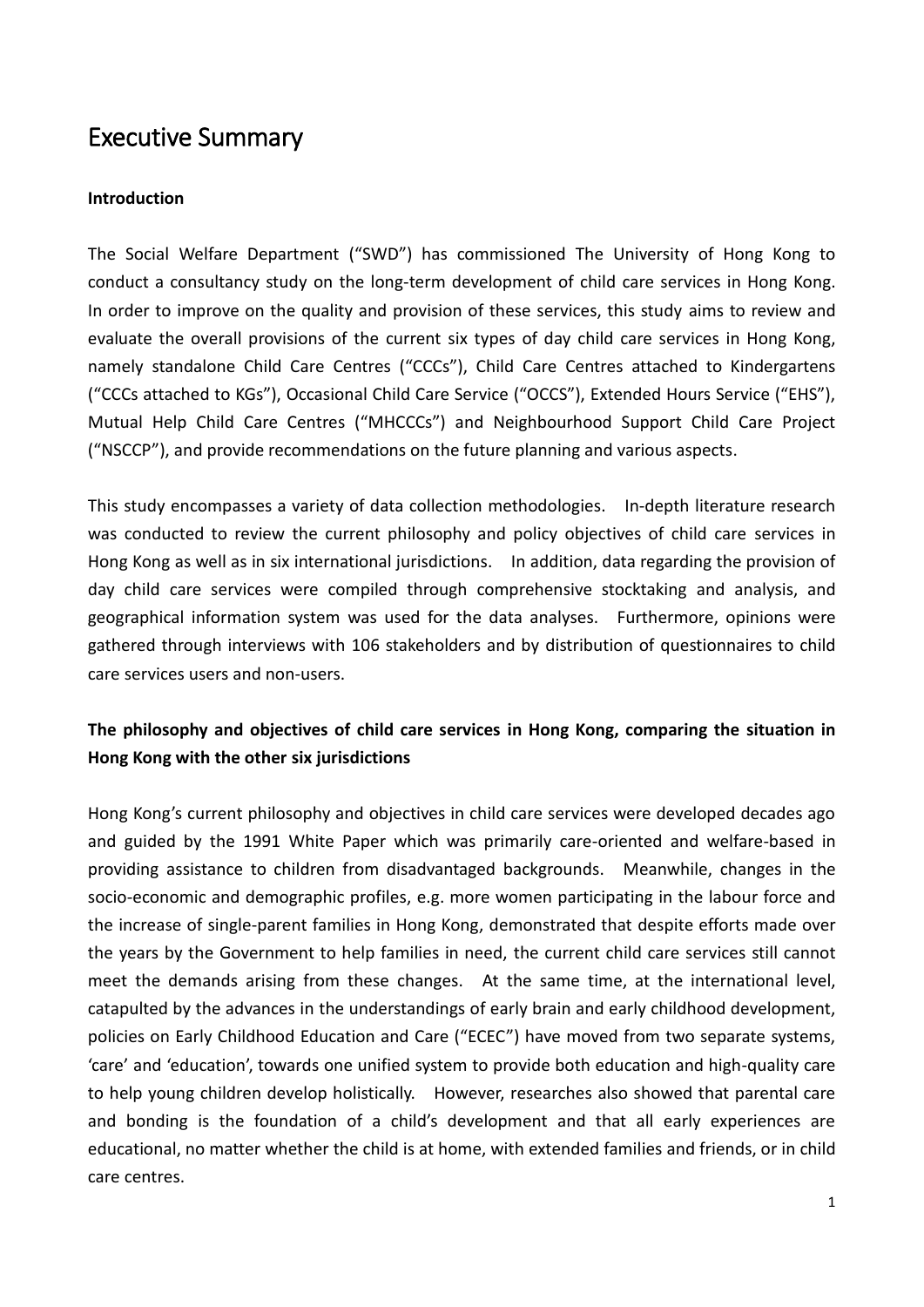# Executive Summary

**Introduction**

The Social Welfare Department ("SWD") has commissioned The University of Hong Kong to conduct a consultancy study on the long-term development of child care services in Hong Kong. In order to improve on the quality and provision of these services, this study aims to review and evaluate the overall provisions of the current six types of day child care services in Hong Kong, namely standalone Child Care Centres ("CCCs"), Child Care Centres attached to Kindergartens ("CCCs attached to KGs"), Occasional Child Care Service ("OCCS"), Extended Hours Service ("EHS"), Mutual Help Child Care Centres ("MHCCCs") and Neighbourhood Support Child Care Project ("NSCCP"), and provide recommendations on the future planning and various aspects.

This study encompasses a variety of data collection methodologies. In-depth literature research was conducted to review the current philosophy and policy objectives of child care services in Hong Kong as well as in six international jurisdictions. In addition, data regarding the provision of day child care services were compiled through comprehensive stocktaking and analysis, and geographical information system was used for the data analyses. Furthermore, opinions were gathered through interviews with 106 stakeholders and by distribution of questionnaires to child care services users and non-users.

**The philosophy and objectives of child care services in Hong Kong, comparing the situation in Hong Kong with the other six jurisdictions**

Hong Kong's current philosophy and objectives in child care services were developed decades ago and guided by the 1991 White Paper which was primarily care-oriented and welfare-based in providing assistance to children from disadvantaged backgrounds. Meanwhile, changes in the socio-economic and demographic profiles, e.g. more women participating in the labour force and the increase of single-parent families in Hong Kong, demonstrated that despite efforts made over the years by the Government to help families in need, the current child care services still cannot meet the demands arising from these changes. At the same time, at the international level, catapulted by the advances in the understandings of early brain and early childhood development, policies on Early Childhood Education and Care ("ECEC") have moved from two separate systems, 'care' and 'education', towards one unified system to provide both education and high-quality care to help young children develop holistically. However, researches also showed that parental care and bonding is the foundation of a child's development and that all early experiences are educational, no matter whether the child is at home, with extended families and friends, or in child care centres.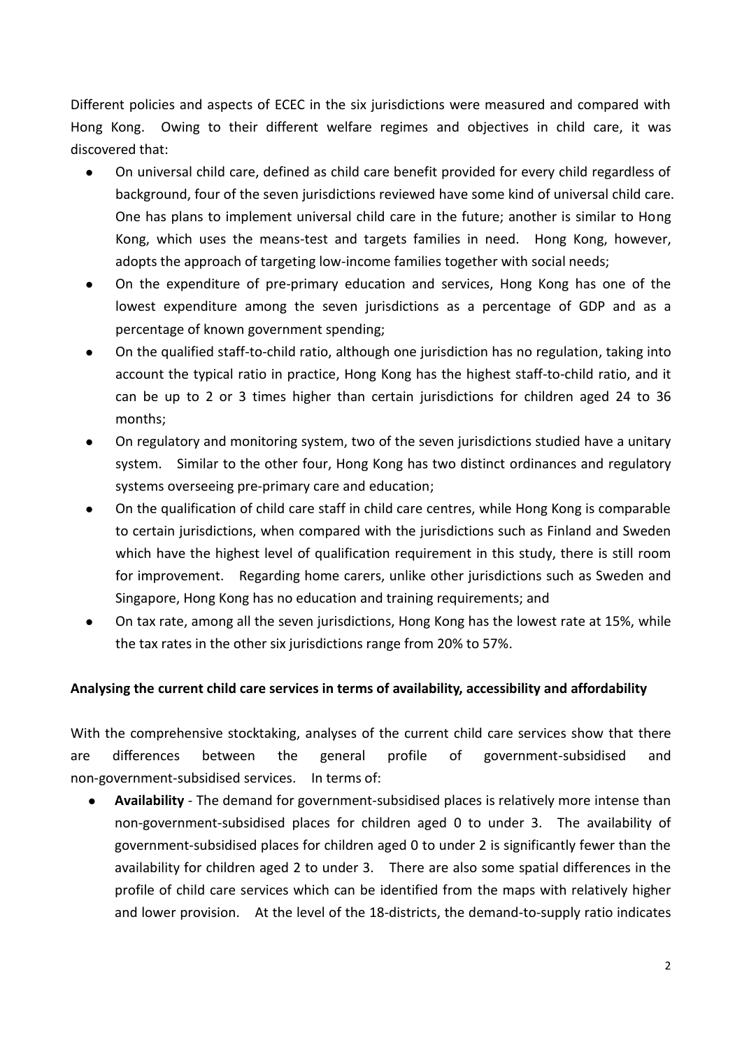Different policies and aspects of ECEC in the six jurisdictions were measured and compared with Hong Kong. Owing to their different welfare regimes and objectives in child care, it was discovered that:

- On universal child care, defined as child care benefit provided for every child regardless of background, four of the seven jurisdictions reviewed have some kind of universal child care. One has plans to implement universal child care in the future; another is similar to Hong Kong, which uses the means-test and targets families in need. Hong Kong, however, adopts the approach of targeting low-income families together with social needs;
- On the expenditure of pre-primary education and services, Hong Kong has one of the lowest expenditure among the seven jurisdictions as a percentage of GDP and as a percentage of known government spending;
- On the qualified staff-to-child ratio, although one jurisdiction has no regulation, taking into account the typical ratio in practice, Hong Kong has the highest staff-to-child ratio, and it can be up to 2 or 3 times higher than certain jurisdictions for children aged 24 to 36 months;
- On regulatory and monitoring system, two of the seven jurisdictions studied have a unitary system. Similar to the other four, Hong Kong has two distinct ordinances and regulatory systems overseeing pre-primary care and education;
- On the qualification of child care staff in child care centres, while Hong Kong is comparable to certain jurisdictions, when compared with the jurisdictions such as Finland and Sweden which have the highest level of qualification requirement in this study, there is still room for improvement. Regarding home carers, unlike other jurisdictions such as Sweden and Singapore, Hong Kong has no education and training requirements; and
- On tax rate, among all the seven jurisdictions, Hong Kong has the lowest rate at 15%, while the tax rates in the other six jurisdictions range from 20% to 57%.

**Analysing the current child care services in terms of availability, accessibility and affordability**

With the comprehensive stocktaking, analyses of the current child care services show that there are differences between the general profile of government-subsidised and non-government-subsidised services. In terms of:

- **Availability** - The demand for government-subsidised places is relatively more intense than non-government-subsidised places for children aged 0 to under 3. The availability of government-subsidised places for children aged 0 to under 2 is significantly fewer than the availability for children aged 2 to under 3. There are also some spatial differences in the profile of child care services which can be identified from the maps with relatively higher and lower provision. At the level of the 18-districts, the demand-to-supply ratio indicates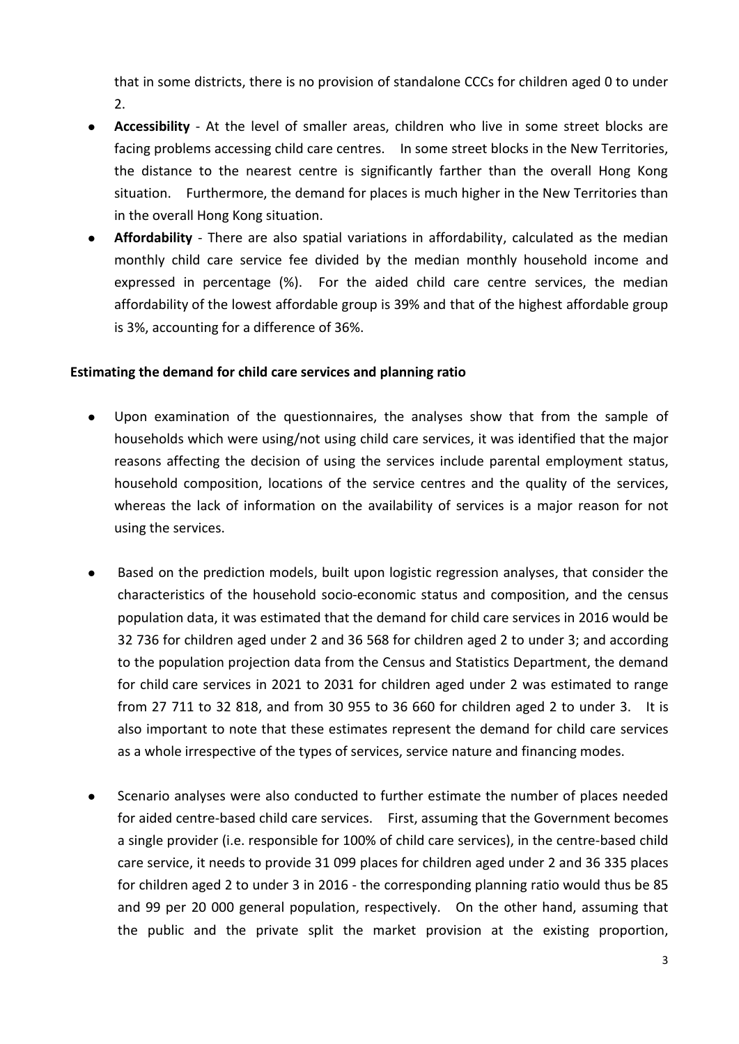that in some districts, there is no provision of standalone CCCs for children aged 0 to under 2.

- **Accessibility** - At the level of smaller areas, children who live in some street blocks are facing problems accessing child care centres. In some street blocks in the New Territories, the distance to the nearest centre is significantly farther than the overall Hong Kong situation. Furthermore, the demand for places is much higher in the New Territories than in the overall Hong Kong situation.
- **Affordability** - There are also spatial variations in affordability, calculated as the median monthly child care service fee divided by the median monthly household income and expressed in percentage (%). For the aided child care centre services, the median affordability of the lowest affordable group is 39% and that of the highest affordable group is 3%, accounting for a difference of 36%.

**Estimating the demand for child care services and planning ratio**

- Upon examination of the questionnaires, the analyses show that from the sample of households which were using/not using child care services, it was identified that the major reasons affecting the decision of using the services include parental employment status, household composition, locations of the service centres and the quality of the services, whereas the lack of information on the availability of services is a major reason for not using the services.

- Based on the prediction models, built upon logistic regression analyses, that consider the characteristics of the household socio-economic status and composition, and the census population data, it was estimated that the demand for child care services in 2016 would be 32 736 for children aged under 2 and 36 568 for children aged 2 to under 3; and according to the population projection data from the Census and Statistics Department, the demand for child care services in 2021 to 2031 for children aged under 2 was estimated to range from 27 711 to 32 818, and from 30 955 to 36 660 for children aged 2 to under 3. It is also important to note that these estimates represent the demand for child care services as a whole irrespective of the types of services, service nature and financing modes.

- Scenario analyses were also conducted to further estimate the number of places needed for aided centre-based child care services. First, assuming that the Government becomes a single provider (i.e. responsible for 100% of child care services), in the centre-based child care service, it needs to provide 31 099 places for children aged under 2 and 36 335 places for children aged 2 to under 3 in 2016 - the corresponding planning ratio would thus be 85 and 99 per 20 000 general population, respectively. On the other hand, assuming that the public and the private split the market provision at the existing proportion,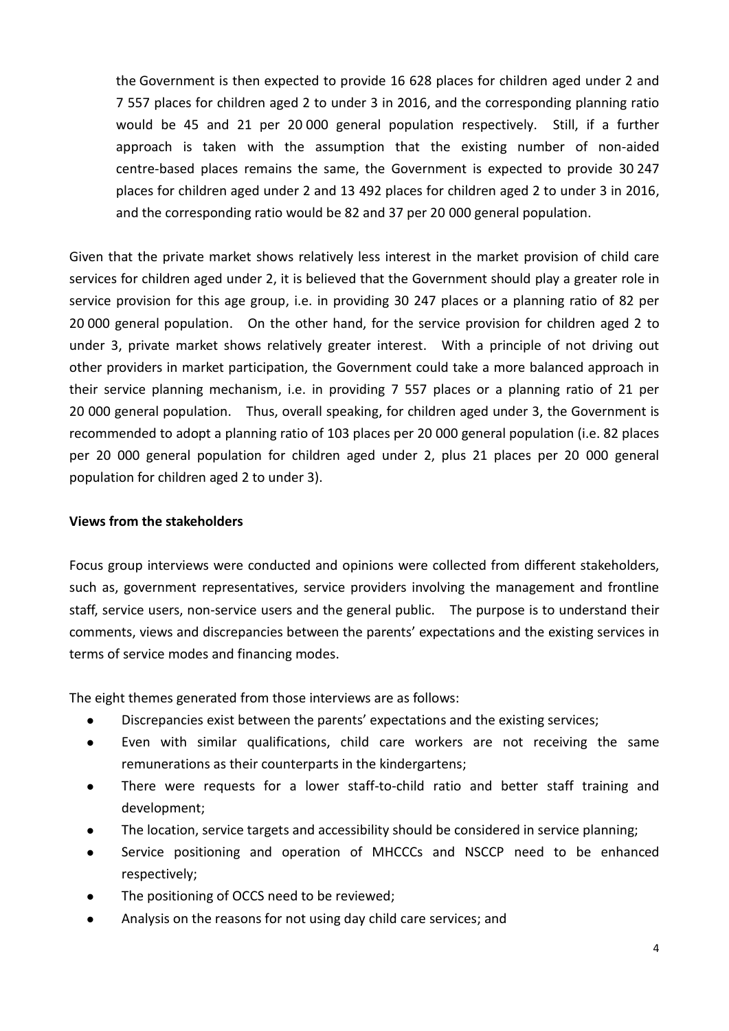the Government is then expected to provide 16 628 places for children aged under 2 and 7 557 places for children aged 2 to under 3 in 2016, and the corresponding planning ratio would be 45 and 21 per 20 000 general population respectively. Still, if a further approach is taken with the assumption that the existing number of non-aided centre-based places remains the same, the Government is expected to provide 30 247 places for children aged under 2 and 13 492 places for children aged 2 to under 3 in 2016, and the corresponding ratio would be 82 and 37 per 20 000 general population.

Given that the private market shows relatively less interest in the market provision of child care services for children aged under 2, it is believed that the Government should play a greater role in service provision for this age group, i.e. in providing 30 247 places or a planning ratio of 82 per 20 000 general population. On the other hand, for the service provision for children aged 2 to under 3, private market shows relatively greater interest. With a principle of not driving out other providers in market participation, the Government could take a more balanced approach in their service planning mechanism, i.e. in providing 7 557 places or a planning ratio of 21 per 20 000 general population. Thus, overall speaking, for children aged under 3, the Government is recommended to adopt a planning ratio of 103 places per 20 000 general population (i.e. 82 places per 20 000 general population for children aged under 2, plus 21 places per 20 000 general population for children aged 2 to under 3).

**Views from the stakeholders**

Focus group interviews were conducted and opinions were collected from different stakeholders, such as, government representatives, service providers involving the management and frontline staff, service users, non-service users and the general public. The purpose is to understand their comments, views and discrepancies between the parents' expectations and the existing services in terms of service modes and financing modes.

The eight themes generated from those interviews are as follows:

- Discrepancies exist between the parents' expectations and the existing services;
- Even with similar qualifications, child care workers are not receiving the same remunerations as their counterparts in the kindergartens;
- There were requests for a lower staff-to-child ratio and better staff training and development;
- The location, service targets and accessibility should be considered in service planning;
- Service positioning and operation of MHCCCs and NSCCP need to be enhanced respectively;
- The positioning of OCCS need to be reviewed;
- Analysis on the reasons for not using day child care services; and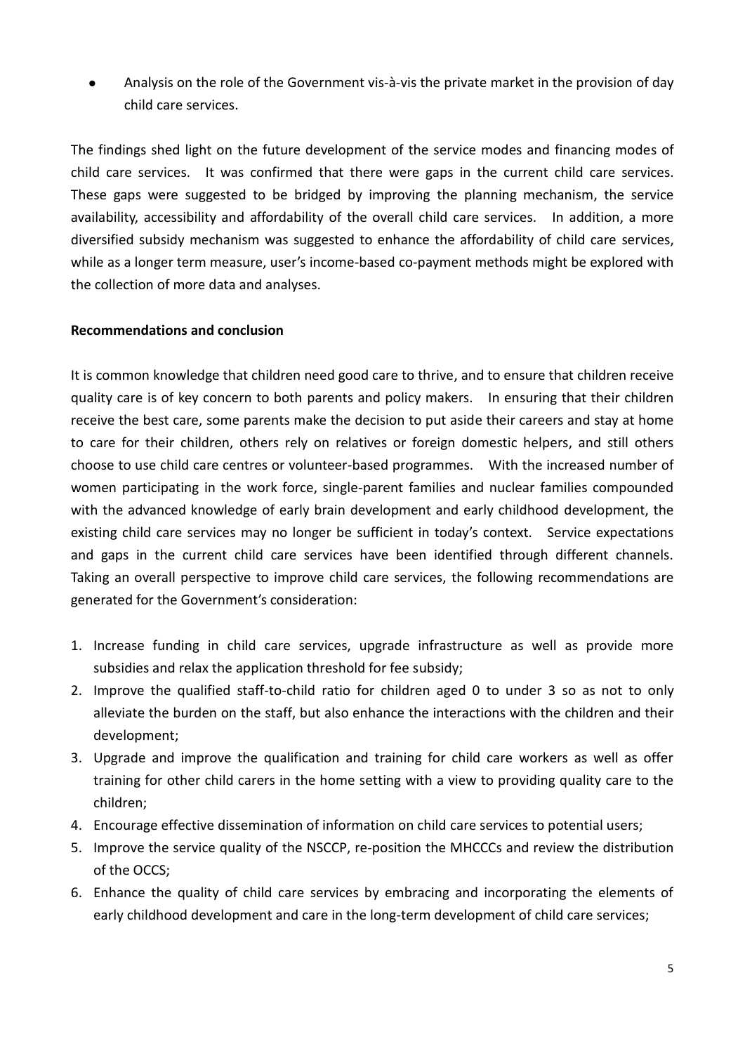- Analysis on the role of the Government vis-à-vis the private market in the provision of day child care services.

The findings shed light on the future development of the service modes and financing modes of child care services. It was confirmed that there were gaps in the current child care services. These gaps were suggested to be bridged by improving the planning mechanism, the service availability, accessibility and affordability of the overall child care services. In addition, a more diversified subsidy mechanism was suggested to enhance the affordability of child care services, while as a longer term measure, user's income-based co-payment methods might be explored with the collection of more data and analyses.

**Recommendations and conclusion**

It is common knowledge that children need good care to thrive, and to ensure that children receive quality care is of key concern to both parents and policy makers. In ensuring that their children receive the best care, some parents make the decision to put aside their careers and stay at home to care for their children, others rely on relatives or foreign domestic helpers, and still others choose to use child care centres or volunteer-based programmes. With the increased number of women participating in the work force, single-parent families and nuclear families compounded with the advanced knowledge of early brain development and early childhood development, the existing child care services may no longer be sufficient in today's context. Service expectations and gaps in the current child care services have been identified through different channels. Taking an overall perspective to improve child care services, the following recommendations are generated for the Government's consideration:

1. Increase funding in child care services, upgrade infrastructure as well as provide more subsidies and relax the application threshold for fee subsidy;
2. Improve the qualified staff-to-child ratio for children aged 0 to under 3 so as not to only alleviate the burden on the staff, but also enhance the interactions with the children and their development;
3. Upgrade and improve the qualification and training for child care workers as well as offer training for other child carers in the home setting with a view to providing quality care to the children;
4. Encourage effective dissemination of information on child care services to potential users;
5. Improve the service quality of the NSCCP, re-position the MHCCCs and review the distribution of the OCCS;
6. Enhance the quality of child care services by embracing and incorporating the elements of early childhood development and care in the long-term development of child care services;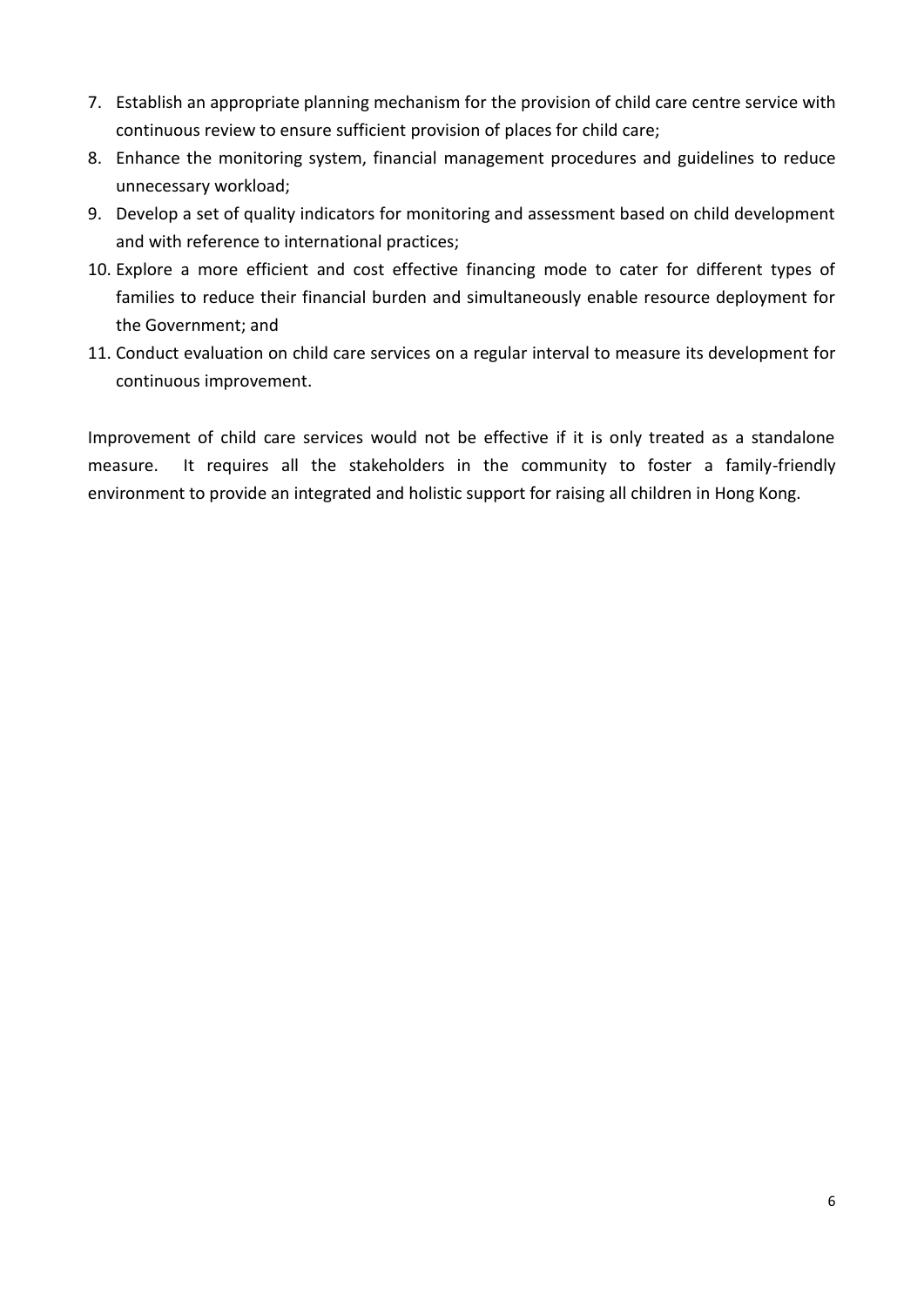7. Establish an appropriate planning mechanism for the provision of child care centre service with continuous review to ensure sufficient provision of places for child care;
8. Enhance the monitoring system, financial management procedures and guidelines to reduce unnecessary workload;
9. Develop a set of quality indicators for monitoring and assessment based on child development and with reference to international practices;
10. Explore a more efficient and cost effective financing mode to cater for different types of families to reduce their financial burden and simultaneously enable resource deployment for the Government; and
11. Conduct evaluation on child care services on a regular interval to measure its development for continuous improvement.

Improvement of child care services would not be effective if it is only treated as a standalone measure. It requires all the stakeholders in the community to foster a family-friendly environment to provide an integrated and holistic support for raising all children in Hong Kong.